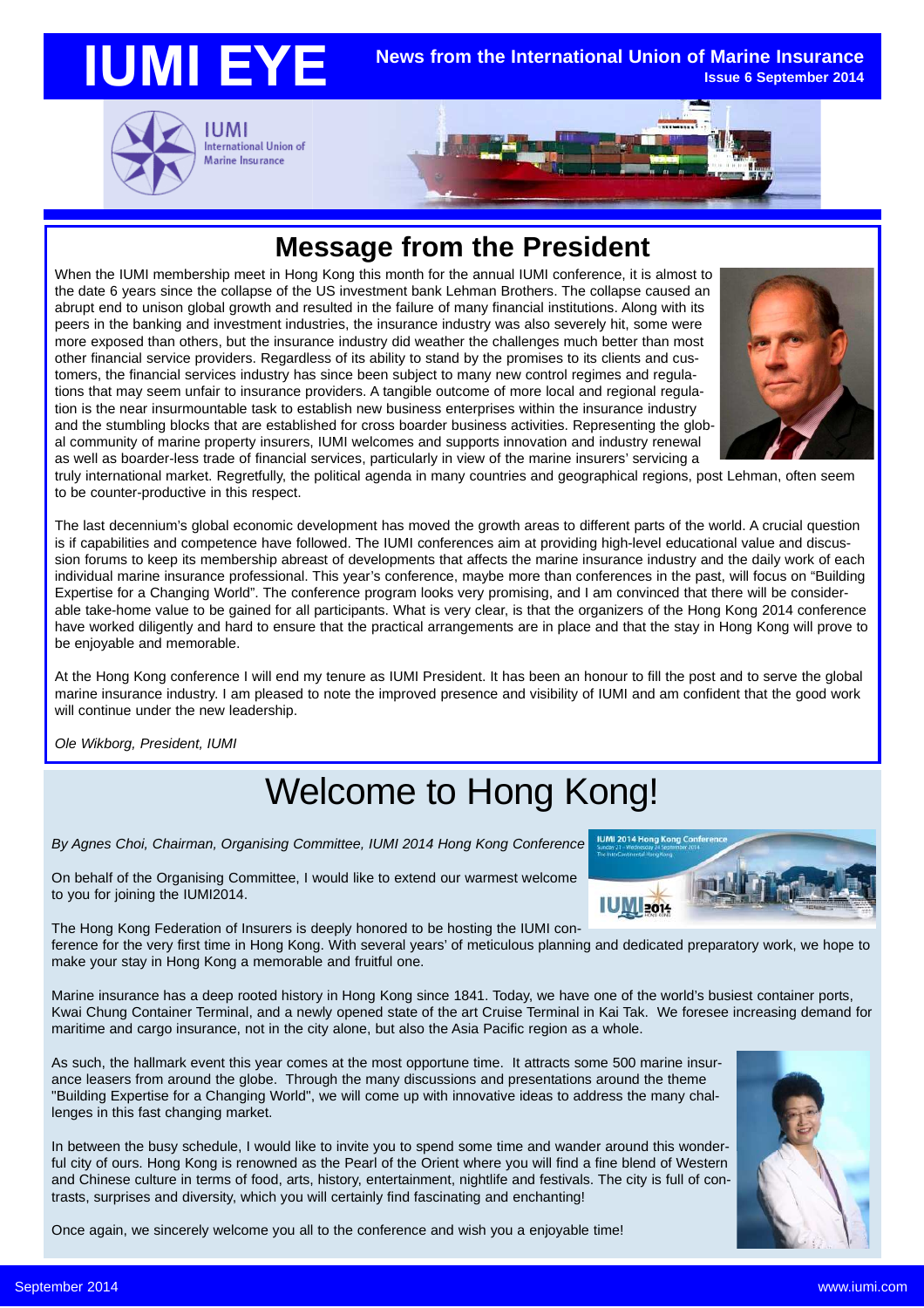# IUMI EYE

**News from the International Union of Marine Insurance**
**Issue 6 September 2014**

IUMI International Union of Marine Insurance

## Message from the President

When the IUMI membership meet in Hong Kong this month for the annual IUMI conference, it is almost to the date 6 years since the collapse of the US investment bank Lehman Brothers. The collapse caused an abrupt end to unison global growth and resulted in the failure of many financial institutions. Along with its peers in the banking and investment industries, the insurance industry was also severely hit, some were more exposed than others, but the insurance industry did weather the challenges much better than most other financial service providers. Regardless of its ability to stand by the promises to its clients and customers, the financial services industry has since been subject to many new control regimes and regulations that may seem unfair to insurance providers. A tangible outcome of more local and regional regulation is the near insurmountable task to establish new business enterprises within the insurance industry and the stumbling blocks that are established for cross boarder business activities. Representing the global community of marine property insurers, IUMI welcomes and supports innovation and industry renewal as well as boarder-less trade of financial services, particularly in view of the marine insurers' servicing a truly international market. Regretfully, the political agenda in many countries and geographical regions, post Lehman, often seem to be counter-productive in this respect.

The last decennium's global economic development has moved the growth areas to different parts of the world. A crucial question is if capabilities and competence have followed. The IUMI conferences aim at providing high-level educational value and discussion forums to keep its membership abreast of developments that affects the marine insurance industry and the daily work of each individual marine insurance professional. This year's conference, maybe more than conferences in the past, will focus on "Building Expertise for a Changing World". The conference program looks very promising, and I am convinced that there will be considerable take-home value to be gained for all participants. What is very clear, is that the organizers of the Hong Kong 2014 conference have worked diligently and hard to ensure that the practical arrangements are in place and that the stay in Hong Kong will prove to be enjoyable and memorable.

At the Hong Kong conference I will end my tenure as IUMI President. It has been an honour to fill the post and to serve the global marine insurance industry. I am pleased to note the improved presence and visibility of IUMI and am confident that the good work will continue under the new leadership.

*Ole Wikborg, President, IUMI*

## Welcome to Hong Kong!

*By Agnes Choi, Chairman, Organising Committee, IUMI 2014 Hong Kong Conference*

On behalf of the Organising Committee, I would like to extend our warmest welcome to you for joining the IUMI2014.

The Hong Kong Federation of Insurers is deeply honored to be hosting the IUMI conference for the very first time in Hong Kong. With several years' of meticulous planning and dedicated preparatory work, we hope to make your stay in Hong Kong a memorable and fruitful one.

Marine insurance has a deep rooted history in Hong Kong since 1841. Today, we have one of the world's busiest container ports, Kwai Chung Container Terminal, and a newly opened state of the art Cruise Terminal in Kai Tak. We foresee increasing demand for maritime and cargo insurance, not in the city alone, but also the Asia Pacific region as a whole.

As such, the hallmark event this year comes at the most opportune time. It attracts some 500 marine insurance leasers from around the globe. Through the many discussions and presentations around the theme "Building Expertise for a Changing World", we will come up with innovative ideas to address the many challenges in this fast changing market.

In between the busy schedule, I would like to invite you to spend some time and wander around this wonderful city of ours. Hong Kong is renowned as the Pearl of the Orient where you will find a fine blend of Western and Chinese culture in terms of food, arts, history, entertainment, nightlife and festivals. The city is full of contrasts, surprises and diversity, which you will certainly find fascinating and enchanting!

Once again, we sincerely welcome you all to the conference and wish you a enjoyable time!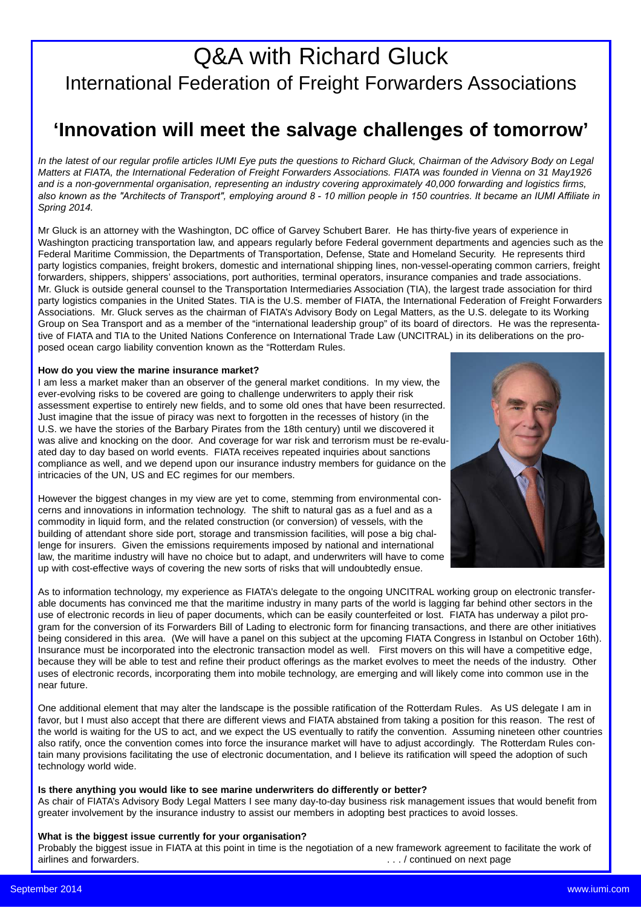# Q&A with Richard Gluck

## International Federation of Freight Forwarders Associations

## 'Innovation will meet the salvage challenges of tomorrow'

*In the latest of our regular profile articles IUMI Eye puts the questions to Richard Gluck, Chairman of the Advisory Body on Legal Matters at FIATA, the International Federation of Freight Forwarders Associations. FIATA was founded in Vienna on 31 May1926 and is a non-governmental organisation, representing an industry covering approximately 40,000 forwarding and logistics firms, also known as the "Architects of Transport", employing around 8 - 10 million people in 150 countries. It became an IUMI Affiliate in Spring 2014.*

Mr Gluck is an attorney with the Washington, DC office of Garvey Schubert Barer. He has thirty-five years of experience in Washington practicing transportation law, and appears regularly before Federal government departments and agencies such as the Federal Maritime Commission, the Departments of Transportation, Defense, State and Homeland Security. He represents third party logistics companies, freight brokers, domestic and international shipping lines, non-vessel-operating common carriers, freight forwarders, shippers, shippers' associations, port authorities, terminal operators, insurance companies and trade associations. Mr. Gluck is outside general counsel to the Transportation Intermediaries Association (TIA), the largest trade association for third party logistics companies in the United States. TIA is the U.S. member of FIATA, the International Federation of Freight Forwarders Associations. Mr. Gluck serves as the chairman of FIATA's Advisory Body on Legal Matters, as the U.S. delegate to its Working Group on Sea Transport and as a member of the "international leadership group" of its board of directors. He was the representative of FIATA and TIA to the United Nations Conference on International Trade Law (UNCITRAL) in its deliberations on the proposed ocean cargo liability convention known as the "Rotterdam Rules.

**How do you view the marine insurance market?**

I am less a market maker than an observer of the general market conditions. In my view, the ever-evolving risks to be covered are going to challenge underwriters to apply their risk assessment expertise to entirely new fields, and to some old ones that have been resurrected. Just imagine that the issue of piracy was next to forgotten in the recesses of history (in the U.S. we have the stories of the Barbary Pirates from the 18th century) until we discovered it was alive and knocking on the door. And coverage for war risk and terrorism must be re-evaluated day to day based on world events. FIATA receives repeated inquiries about sanctions compliance as well, and we depend upon our insurance industry members for guidance on the intricacies of the UN, US and EC regimes for our members.

However the biggest changes in my view are yet to come, stemming from environmental concerns and innovations in information technology. The shift to natural gas as a fuel and as a commodity in liquid form, and the related construction (or conversion) of vessels, with the building of attendant shore side port, storage and transmission facilities, will pose a big challenge for insurers. Given the emissions requirements imposed by national and international law, the maritime industry will have no choice but to adapt, and underwriters will have to come up with cost-effective ways of covering the new sorts of risks that will undoubtedly ensue.

As to information technology, my experience as FIATA's delegate to the ongoing UNCITRAL working group on electronic transferable documents has convinced me that the maritime industry in many parts of the world is lagging far behind other sectors in the use of electronic records in lieu of paper documents, which can be easily counterfeited or lost. FIATA has underway a pilot program for the conversion of its Forwarders Bill of Lading to electronic form for financing transactions, and there are other initiatives being considered in this area. (We will have a panel on this subject at the upcoming FIATA Congress in Istanbul on October 16th). Insurance must be incorporated into the electronic transaction model as well. First movers on this will have a competitive edge, because they will be able to test and refine their product offerings as the market evolves to meet the needs of the industry. Other uses of electronic records, incorporating them into mobile technology, are emerging and will likely come into common use in the near future.

One additional element that may alter the landscape is the possible ratification of the Rotterdam Rules. As US delegate I am in favor, but I must also accept that there are different views and FIATA abstained from taking a position for this reason. The rest of the world is waiting for the US to act, and we expect the US eventually to ratify the convention. Assuming nineteen other countries also ratify, once the convention comes into force the insurance market will have to adjust accordingly. The Rotterdam Rules contain many provisions facilitating the use of electronic documentation, and I believe its ratification will speed the adoption of such technology world wide.

**Is there anything you would like to see marine underwriters do differently or better?**

As chair of FIATA's Advisory Body Legal Matters I see many day-to-day business risk management issues that would benefit from greater involvement by the insurance industry to assist our members in adopting best practices to avoid losses.

**What is the biggest issue currently for your organisation?**

Probably the biggest issue in FIATA at this point in time is the negotiation of a new framework agreement to facilitate the work of airlines and forwarders. . . . / continued on next page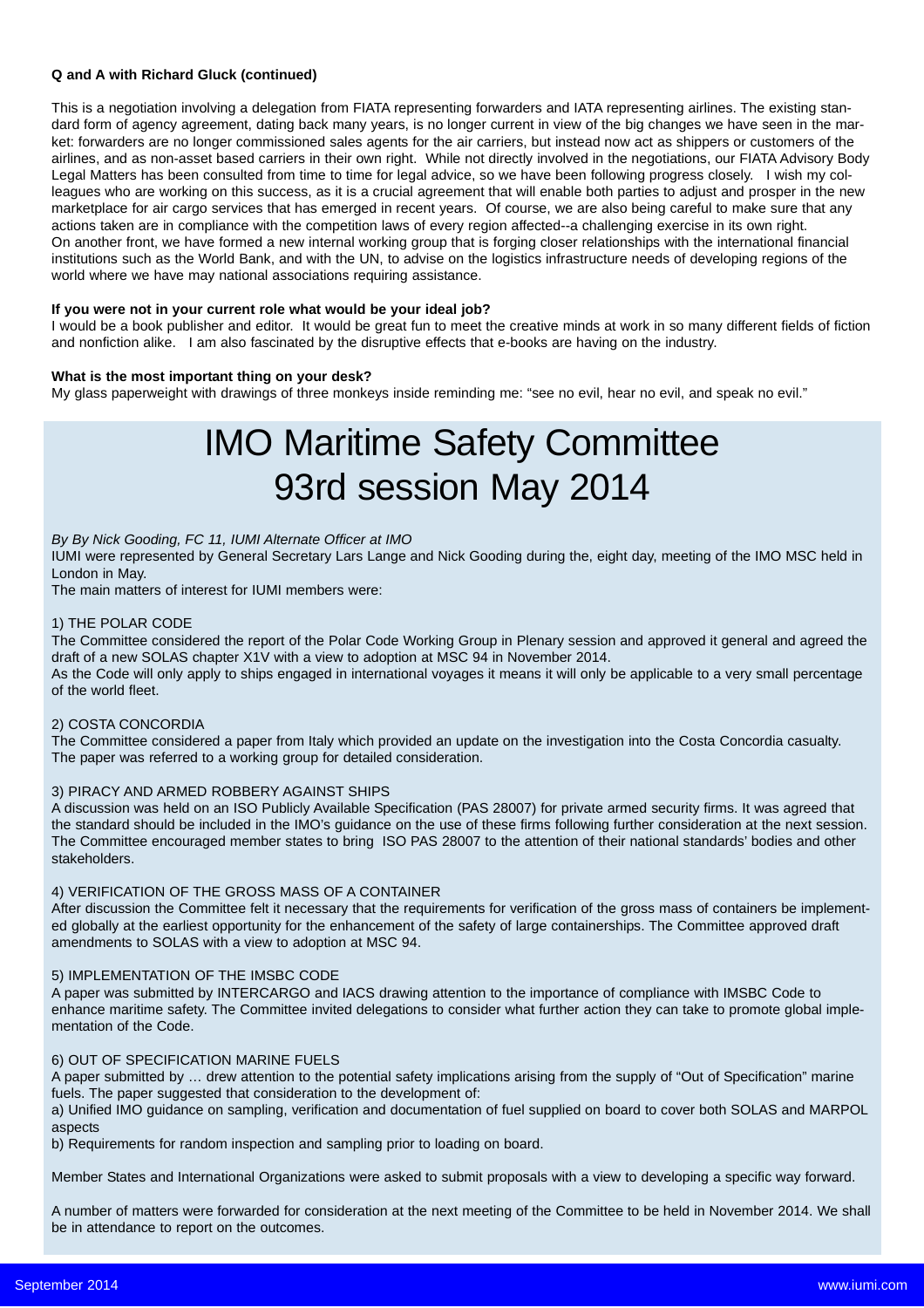**Q and A with Richard Gluck (continued)**

This is a negotiation involving a delegation from FIATA representing forwarders and IATA representing airlines. The existing standard form of agency agreement, dating back many years, is no longer current in view of the big changes we have seen in the market: forwarders are no longer commissioned sales agents for the air carriers, but instead now act as shippers or customers of the airlines, and as non-asset based carriers in their own right. While not directly involved in the negotiations, our FIATA Advisory Body Legal Matters has been consulted from time to time for legal advice, so we have been following progress closely. I wish my colleagues who are working on this success, as it is a crucial agreement that will enable both parties to adjust and prosper in the new marketplace for air cargo services that has emerged in recent years. Of course, we are also being careful to make sure that any actions taken are in compliance with the competition laws of every region affected--a challenging exercise in its own right.
On another front, we have formed a new internal working group that is forging closer relationships with the international financial institutions such as the World Bank, and with the UN, to advise on the logistics infrastructure needs of developing regions of the world where we have may national associations requiring assistance.

**If you were not in your current role what would be your ideal job?**
I would be a book publisher and editor. It would be great fun to meet the creative minds at work in so many different fields of fiction and nonfiction alike. I am also fascinated by the disruptive effects that e-books are having on the industry.

**What is the most important thing on your desk?**
My glass paperweight with drawings of three monkeys inside reminding me: "see no evil, hear no evil, and speak no evil."

# IMO Maritime Safety Committee 93rd session May 2014

*By By Nick Gooding, FC 11, IUMI Alternate Officer at IMO*
IUMI were represented by General Secretary Lars Lange and Nick Gooding during the, eight day, meeting of the IMO MSC held in London in May.
The main matters of interest for IUMI members were:

1) THE POLAR CODE
The Committee considered the report of the Polar Code Working Group in Plenary session and approved it general and agreed the draft of a new SOLAS chapter X1V with a view to adoption at MSC 94 in November 2014.
As the Code will only apply to ships engaged in international voyages it means it will only be applicable to a very small percentage of the world fleet.

2) COSTA CONCORDIA
The Committee considered a paper from Italy which provided an update on the investigation into the Costa Concordia casualty. The paper was referred to a working group for detailed consideration.

3) PIRACY AND ARMED ROBBERY AGAINST SHIPS
A discussion was held on an ISO Publicly Available Specification (PAS 28007) for private armed security firms. It was agreed that the standard should be included in the IMO's guidance on the use of these firms following further consideration at the next session. The Committee encouraged member states to bring ISO PAS 28007 to the attention of their national standards' bodies and other stakeholders.

4) VERIFICATION OF THE GROSS MASS OF A CONTAINER
After discussion the Committee felt it necessary that the requirements for verification of the gross mass of containers be implemented globally at the earliest opportunity for the enhancement of the safety of large containerships. The Committee approved draft amendments to SOLAS with a view to adoption at MSC 94.

5) IMPLEMENTATION OF THE IMSBC CODE
A paper was submitted by INTERCARGO and IACS drawing attention to the importance of compliance with IMSBC Code to enhance maritime safety. The Committee invited delegations to consider what further action they can take to promote global implementation of the Code.

6) OUT OF SPECIFICATION MARINE FUELS
A paper submitted by … drew attention to the potential safety implications arising from the supply of "Out of Specification" marine fuels. The paper suggested that consideration to the development of:
a) Unified IMO guidance on sampling, verification and documentation of fuel supplied on board to cover both SOLAS and MARPOL aspects
b) Requirements for random inspection and sampling prior to loading on board.

Member States and International Organizations were asked to submit proposals with a view to developing a specific way forward.

A number of matters were forwarded for consideration at the next meeting of the Committee to be held in November 2014. We shall be in attendance to report on the outcomes.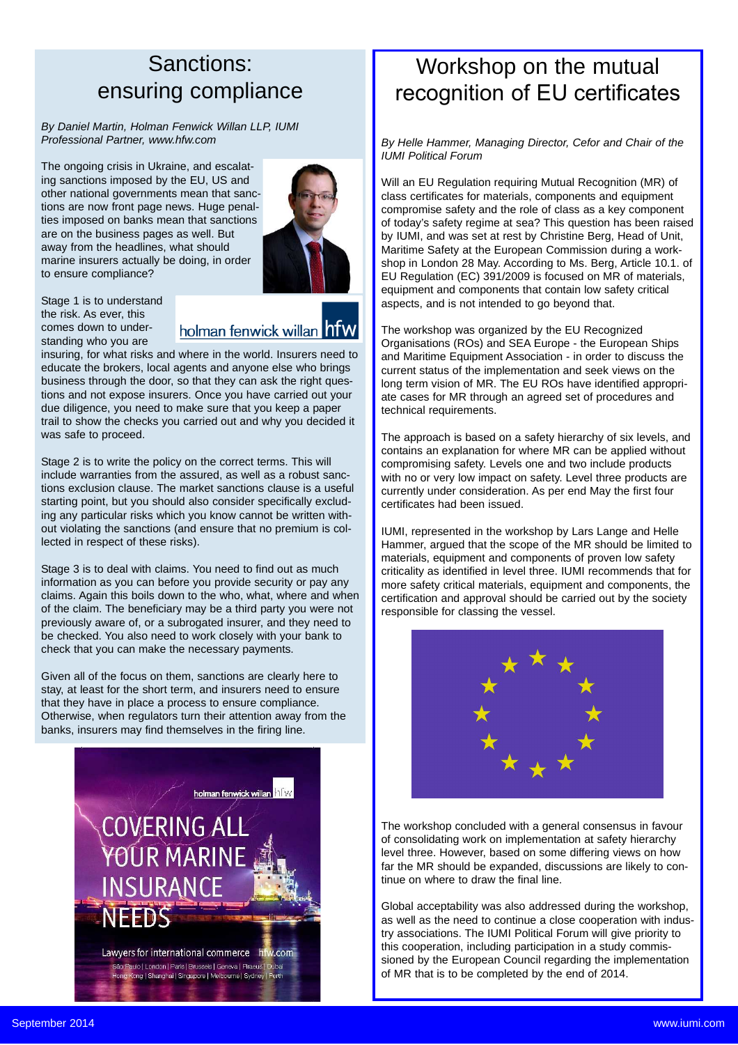# Sanctions: ensuring compliance

*By Daniel Martin, Holman Fenwick Willan LLP, IUMI Professional Partner, www.hfw.com*

The ongoing crisis in Ukraine, and escalating sanctions imposed by the EU, US and other national governments mean that sanctions are now front page news. Huge penalties imposed on banks mean that sanctions are on the business pages as well. But away from the headlines, what should marine insurers actually be doing, in order to ensure compliance?

Stage 1 is to understand the risk. As ever, this comes down to understanding who you are insuring, for what risks and where in the world. Insurers need to educate the brokers, local agents and anyone else who brings business through the door, so that they can ask the right questions and not expose insurers. Once you have carried out your due diligence, you need to make sure that you keep a paper trail to show the checks you carried out and why you decided it was safe to proceed.

Stage 2 is to write the policy on the correct terms. This will include warranties from the assured, as well as a robust sanctions exclusion clause. The market sanctions clause is a useful starting point, but you should also consider specifically excluding any particular risks which you know cannot be written without violating the sanctions (and ensure that no premium is collected in respect of these risks).

Stage 3 is to deal with claims. You need to find out as much information as you can before you provide security or pay any claims. Again this boils down to the who, what, where and when of the claim. The beneficiary may be a third party you were not previously aware of, or a subrogated insurer, and they need to be checked. You also need to work closely with your bank to check that you can make the necessary payments.

Given all of the focus on them, sanctions are clearly here to stay, at least for the short term, and insurers need to ensure that they have in place a process to ensure compliance. Otherwise, when regulators turn their attention away from the banks, insurers may find themselves in the firing line.

holman fenwick willan hfw

COVERING ALL YOUR MARINE INSURANCE NEEDS

Lawyers for international commerce hfw.com

São Paulo | London | Paris | Brussels | Geneva | Piraeus | Dubai
Hong Kong | Shanghai | Singapore | Melbourne | Sydney | Perth

# Workshop on the mutual recognition of EU certificates

*By Helle Hammer, Managing Director, Cefor and Chair of the IUMI Political Forum*

Will an EU Regulation requiring Mutual Recognition (MR) of class certificates for materials, components and equipment compromise safety and the role of class as a key component of today's safety regime at sea? This question has been raised by IUMI, and was set at rest by Christine Berg, Head of Unit, Maritime Safety at the European Commission during a workshop in London 28 May. According to Ms. Berg, Article 10.1. of EU Regulation (EC) 391/2009 is focused on MR of materials, equipment and components that contain low safety critical aspects, and is not intended to go beyond that.

The workshop was organized by the EU Recognized Organisations (ROs) and SEA Europe - the European Ships and Maritime Equipment Association - in order to discuss the current status of the implementation and seek views on the long term vision of MR. The EU ROs have identified appropriate cases for MR through an agreed set of procedures and technical requirements.

The approach is based on a safety hierarchy of six levels, and contains an explanation for where MR can be applied without compromising safety. Levels one and two include products with no or very low impact on safety. Level three products are currently under consideration. As per end May the first four certificates had been issued.

IUMI, represented in the workshop by Lars Lange and Helle Hammer, argued that the scope of the MR should be limited to materials, equipment and components of proven low safety criticality as identified in level three. IUMI recommends that for more safety critical materials, equipment and components, the certification and approval should be carried out by the society responsible for classing the vessel.

The workshop concluded with a general consensus in favour of consolidating work on implementation at safety hierarchy level three. However, based on some differing views on how far the MR should be expanded, discussions are likely to continue on where to draw the final line.

Global acceptability was also addressed during the workshop, as well as the need to continue a close cooperation with industry associations. The IUMI Political Forum will give priority to this cooperation, including participation in a study commissioned by the European Council regarding the implementation of MR that is to be completed by the end of 2014.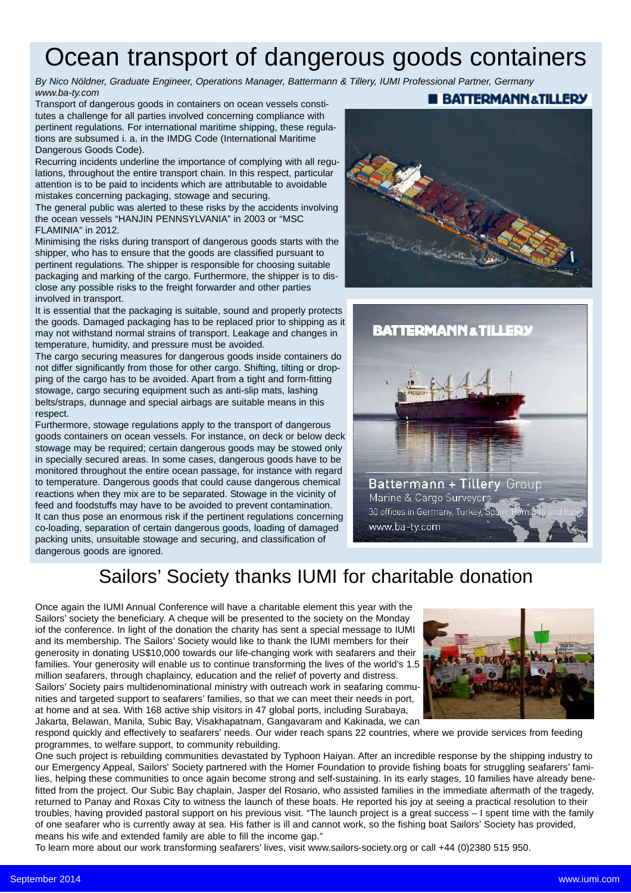# Ocean transport of dangerous goods containers

*By Nico Nöldner, Graduate Engineer, Operations Manager, Battermann & Tillery, IUMI Professional Partner, Germany www.ba-ty.com*

Transport of dangerous goods in containers on ocean vessels constitutes a challenge for all parties involved concerning compliance with pertinent regulations. For international maritime shipping, these regulations are subsumed i. a. in the IMDG Code (International Maritime Dangerous Goods Code).

Recurring incidents underline the importance of complying with all regulations, throughout the entire transport chain. In this respect, particular attention is to be paid to incidents which are attributable to avoidable mistakes concerning packaging, stowage and securing.

The general public was alerted to these risks by the accidents involving the ocean vessels "HANJIN PENNSYLVANIA" in 2003 or "MSC FLAMINIA" in 2012.

Minimising the risks during transport of dangerous goods starts with the shipper, who has to ensure that the goods are classified pursuant to pertinent regulations. The shipper is responsible for choosing suitable packaging and marking of the cargo. Furthermore, the shipper is to disclose any possible risks to the freight forwarder and other parties involved in transport.

It is essential that the packaging is suitable, sound and properly protects the goods. Damaged packaging has to be replaced prior to shipping as it may not withstand normal strains of transport. Leakage and changes in temperature, humidity, and pressure must be avoided.

The cargo securing measures for dangerous goods inside containers do not differ significantly from those for other cargo. Shifting, tilting or dropping of the cargo has to be avoided. Apart from a tight and form-fitting stowage, cargo securing equipment such as anti-slip mats, lashing belts/straps, dunnage and special airbags are suitable means in this respect.

Furthermore, stowage regulations apply to the transport of dangerous goods containers on ocean vessels. For instance, on deck or below deck stowage may be required; certain dangerous goods may be stowed only in specially secured areas. In some cases, dangerous goods have to be monitored throughout the entire ocean passage, for instance with regard to temperature. Dangerous goods that could cause dangerous chemical reactions when they mix are to be separated. Stowage in the vicinity of feed and foodstuffs may have to be avoided to prevent contamination.

It can thus pose an enormous risk if the pertinent regulations concerning co-loading, separation of certain dangerous goods, loading of damaged packing units, unsuitable stowage and securing, and classification of dangerous goods are ignored.

**BATTERMANN & TILLERY**

Battermann + Tillery Group
Marine & Cargo Surveyors
30 offices in Germany, Turkey, Spain, Romania and Italy
www.ba-ty.com

# Sailors' Society thanks IUMI for charitable donation

Once again the IUMI Annual Conference will have a charitable element this year with the Sailors' society the beneficiary. A cheque will be presented to the society on the Monday iof the conference. In light of the donation the charity has sent a special message to IUMI and its membership. The Sailors' Society would like to thank the IUMI members for their generosity in donating US$10,000 towards our life-changing work with seafarers and their families. Your generosity will enable us to continue transforming the lives of the world's 1.5 million seafarers, through chaplaincy, education and the relief of poverty and distress.

Sailors' Society pairs multidenominational ministry with outreach work in seafaring communities and targeted support to seafarers' families, so that we can meet their needs in port, at home and at sea. With 168 active ship visitors in 47 global ports, including Surabaya, Jakarta, Belawan, Manila, Subic Bay, Visakhapatnam, Gangavaram and Kakinada, we can respond quickly and effectively to seafarers' needs. Our wider reach spans 22 countries, where we provide services from feeding programmes, to welfare support, to community rebuilding.

One such project is rebuilding communities devastated by Typhoon Haiyan. After an incredible response by the shipping industry to our Emergency Appeal, Sailors' Society partnered with the Homer Foundation to provide fishing boats for struggling seafarers' families, helping these communities to once again become strong and self-sustaining. In its early stages, 10 families have already benefitted from the project. Our Subic Bay chaplain, Jasper del Rosario, who assisted families in the immediate aftermath of the tragedy, returned to Panay and Roxas City to witness the launch of these boats. He reported his joy at seeing a practical resolution to their troubles, having provided pastoral support on his previous visit. "The launch project is a great success – I spent time with the family of one seafarer who is currently away at sea. His father is ill and cannot work, so the fishing boat Sailors' Society has provided, means his wife and extended family are able to fill the income gap."

To learn more about our work transforming seafarers' lives, visit www.sailors-society.org or call +44 (0)2380 515 950.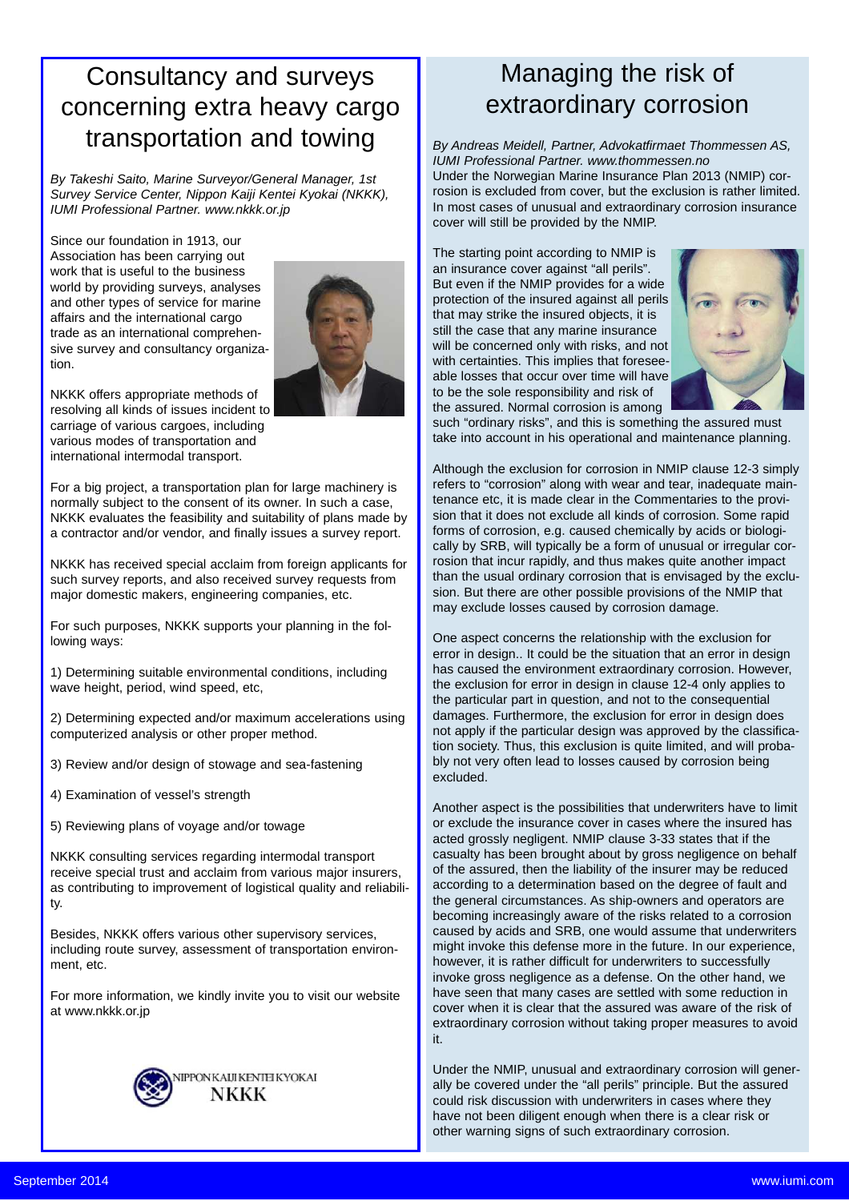# Consultancy and surveys concerning extra heavy cargo transportation and towing

*By Takeshi Saito, Marine Surveyor/General Manager, 1st Survey Service Center, Nippon Kaiji Kentei Kyokai (NKKK), IUMI Professional Partner. www.nkkk.or.jp*

Since our foundation in 1913, our Association has been carrying out work that is useful to the business world by providing surveys, analyses and other types of service for marine affairs and the international cargo trade as an international comprehensive survey and consultancy organization.

NKKK offers appropriate methods of resolving all kinds of issues incident to carriage of various cargoes, including various modes of transportation and international intermodal transport.

For a big project, a transportation plan for large machinery is normally subject to the consent of its owner. In such a case, NKKK evaluates the feasibility and suitability of plans made by a contractor and/or vendor, and finally issues a survey report.

NKKK has received special acclaim from foreign applicants for such survey reports, and also received survey requests from major domestic makers, engineering companies, etc.

For such purposes, NKKK supports your planning in the following ways:

1) Determining suitable environmental conditions, including wave height, period, wind speed, etc,

2) Determining expected and/or maximum accelerations using computerized analysis or other proper method.

3) Review and/or design of stowage and sea-fastening

4) Examination of vessel's strength

5) Reviewing plans of voyage and/or towage

NKKK consulting services regarding intermodal transport receive special trust and acclaim from various major insurers, as contributing to improvement of logistical quality and reliability.

Besides, NKKK offers various other supervisory services, including route survey, assessment of transportation environment, etc.

For more information, we kindly invite you to visit our website at www.nkkk.or.jp

NIPPON KAIJI KENTEI KYOKAI
NKKK

# Managing the risk of extraordinary corrosion

*By Andreas Meidell, Partner, Advokatfirmaet Thommessen AS, IUMI Professional Partner. www.thommessen.no*

Under the Norwegian Marine Insurance Plan 2013 (NMIP) corrosion is excluded from cover, but the exclusion is rather limited. In most cases of unusual and extraordinary corrosion insurance cover will still be provided by the NMIP.

The starting point according to NMIP is an insurance cover against "all perils". But even if the NMIP provides for a wide protection of the insured against all perils that may strike the insured objects, it is still the case that any marine insurance will be concerned only with risks, and not with certainties. This implies that foreseeable losses that occur over time will have to be the sole responsibility and risk of the assured. Normal corrosion is among such "ordinary risks", and this is something the assured must take into account in his operational and maintenance planning.

Although the exclusion for corrosion in NMIP clause 12-3 simply refers to "corrosion" along with wear and tear, inadequate maintenance etc, it is made clear in the Commentaries to the provision that it does not exclude all kinds of corrosion. Some rapid forms of corrosion, e.g. caused chemically by acids or biologically by SRB, will typically be a form of unusual or irregular corrosion that incur rapidly, and thus makes quite another impact than the usual ordinary corrosion that is envisaged by the exclusion. But there are other possible provisions of the NMIP that may exclude losses caused by corrosion damage.

One aspect concerns the relationship with the exclusion for error in design.. It could be the situation that an error in design has caused the environment extraordinary corrosion. However, the exclusion for error in design in clause 12-4 only applies to the particular part in question, and not to the consequential damages. Furthermore, the exclusion for error in design does not apply if the particular design was approved by the classification society. Thus, this exclusion is quite limited, and will probably not very often lead to losses caused by corrosion being excluded.

Another aspect is the possibilities that underwriters have to limit or exclude the insurance cover in cases where the insured has acted grossly negligent. NMIP clause 3-33 states that if the casualty has been brought about by gross negligence on behalf of the assured, then the liability of the insurer may be reduced according to a determination based on the degree of fault and the general circumstances. As ship-owners and operators are becoming increasingly aware of the risks related to a corrosion caused by acids and SRB, one would assume that underwriters might invoke this defense more in the future. In our experience, however, it is rather difficult for underwriters to successfully invoke gross negligence as a defense. On the other hand, we have seen that many cases are settled with some reduction in cover when it is clear that the assured was aware of the risk of extraordinary corrosion without taking proper measures to avoid it.

Under the NMIP, unusual and extraordinary corrosion will generally be covered under the "all perils" principle. But the assured could risk discussion with underwriters in cases where they have not been diligent enough when there is a clear risk or other warning signs of such extraordinary corrosion.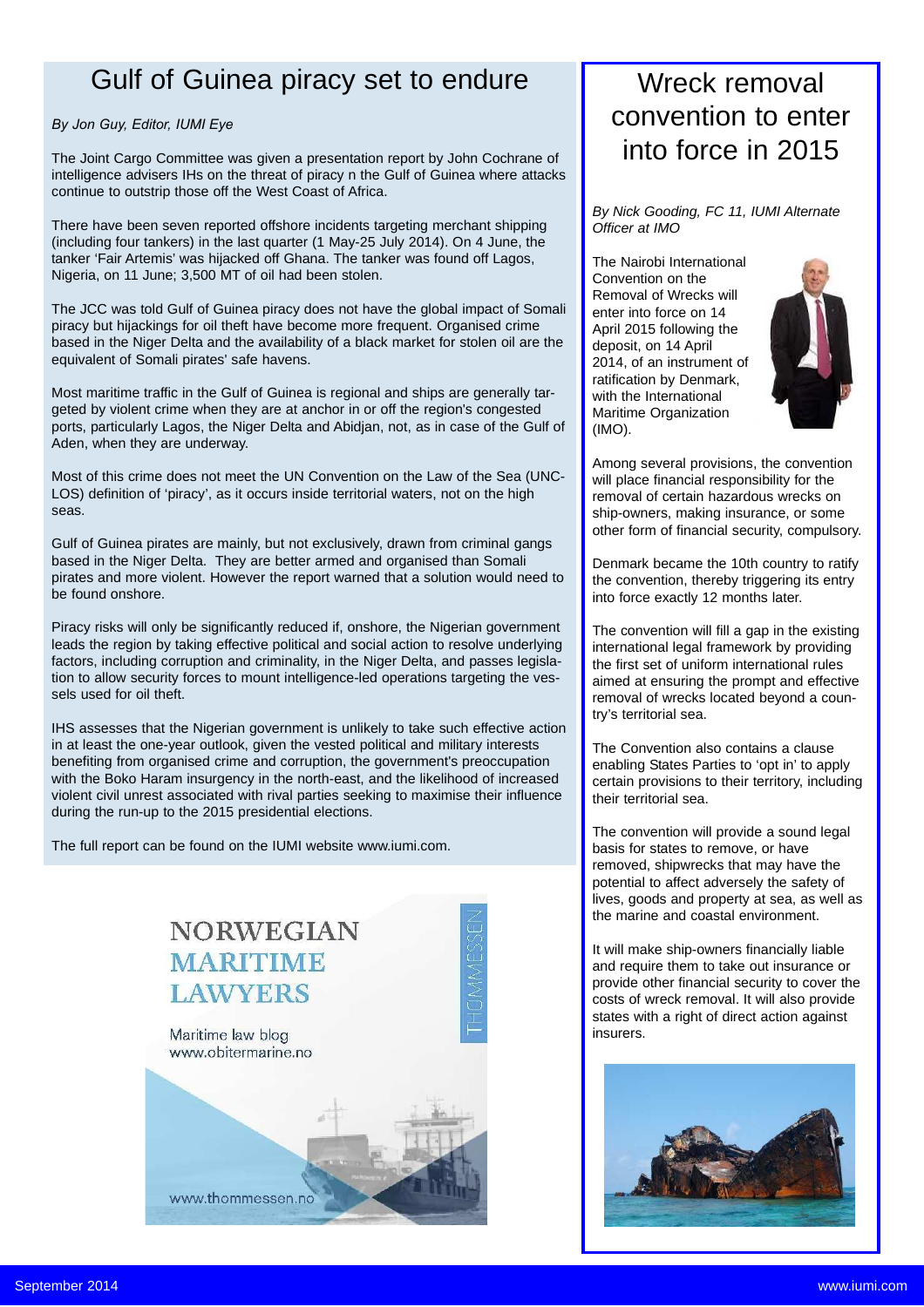# Gulf of Guinea piracy set to endure

*By Jon Guy, Editor, IUMI Eye*

The Joint Cargo Committee was given a presentation report by John Cochrane of intelligence advisers IHs on the threat of piracy n the Gulf of Guinea where attacks continue to outstrip those off the West Coast of Africa.

There have been seven reported offshore incidents targeting merchant shipping (including four tankers) in the last quarter (1 May-25 July 2014). On 4 June, the tanker 'Fair Artemis' was hijacked off Ghana. The tanker was found off Lagos, Nigeria, on 11 June; 3,500 MT of oil had been stolen.

The JCC was told Gulf of Guinea piracy does not have the global impact of Somali piracy but hijackings for oil theft have become more frequent. Organised crime based in the Niger Delta and the availability of a black market for stolen oil are the equivalent of Somali pirates' safe havens.

Most maritime traffic in the Gulf of Guinea is regional and ships are generally targeted by violent crime when they are at anchor in or off the region's congested ports, particularly Lagos, the Niger Delta and Abidjan, not, as in case of the Gulf of Aden, when they are underway.

Most of this crime does not meet the UN Convention on the Law of the Sea (UNCLOS) definition of 'piracy', as it occurs inside territorial waters, not on the high seas.

Gulf of Guinea pirates are mainly, but not exclusively, drawn from criminal gangs based in the Niger Delta. They are better armed and organised than Somali pirates and more violent. However the report warned that a solution would need to be found onshore.

Piracy risks will only be significantly reduced if, onshore, the Nigerian government leads the region by taking effective political and social action to resolve underlying factors, including corruption and criminality, in the Niger Delta, and passes legislation to allow security forces to mount intelligence-led operations targeting the vessels used for oil theft.

IHS assesses that the Nigerian government is unlikely to take such effective action in at least the one-year outlook, given the vested political and military interests benefiting from organised crime and corruption, the government's preoccupation with the Boko Haram insurgency in the north-east, and the likelihood of increased violent civil unrest associated with rival parties seeking to maximise their influence during the run-up to the 2015 presidential elections.

The full report can be found on the IUMI website www.iumi.com.

NORWEGIAN MARITIME LAWYERS

Maritime law blog
www.obitermarine.no

THOMMESSEN

www.thommessen.no

# Wreck removal convention to enter into force in 2015

*By Nick Gooding, FC 11, IUMI Alternate Officer at IMO*

The Nairobi International Convention on the Removal of Wrecks will enter into force on 14 April 2015 following the deposit, on 14 April 2014, of an instrument of ratification by Denmark, with the International Maritime Organization (IMO).

Among several provisions, the convention will place financial responsibility for the removal of certain hazardous wrecks on ship-owners, making insurance, or some other form of financial security, compulsory.

Denmark became the 10th country to ratify the convention, thereby triggering its entry into force exactly 12 months later.

The convention will fill a gap in the existing international legal framework by providing the first set of uniform international rules aimed at ensuring the prompt and effective removal of wrecks located beyond a country's territorial sea.

The Convention also contains a clause enabling States Parties to 'opt in' to apply certain provisions to their territory, including their territorial sea.

The convention will provide a sound legal basis for states to remove, or have removed, shipwrecks that may have the potential to affect adversely the safety of lives, goods and property at sea, as well as the marine and coastal environment.

It will make ship-owners financially liable and require them to take out insurance or provide other financial security to cover the costs of wreck removal. It will also provide states with a right of direct action against insurers.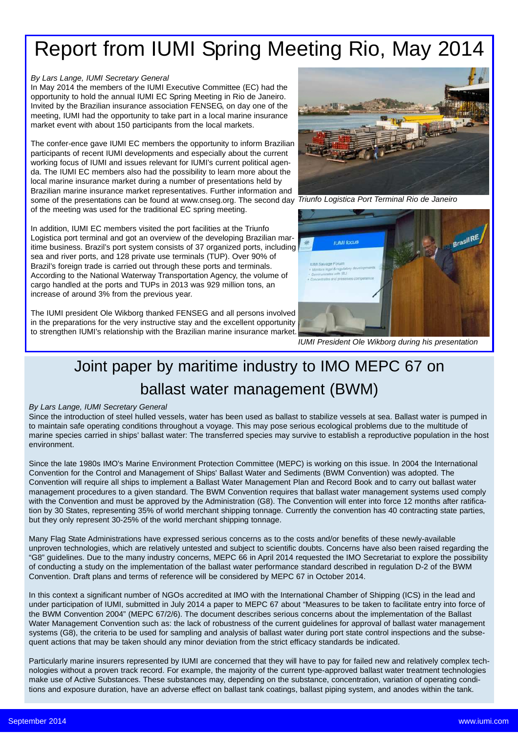# Report from IUMI Spring Meeting Rio, May 2014

*By Lars Lange, IUMI Secretary General*

In May 2014 the members of the IUMI Executive Committee (EC) had the opportunity to hold the annual IUMI EC Spring Meeting in Rio de Janeiro. Invited by the Brazilian insurance association FENSEG, on day one of the meeting, IUMI had the opportunity to take part in a local marine insurance market event with about 150 participants from the local markets.

The confer-ence gave IUMI EC members the opportunity to inform Brazilian participants of recent IUMI developments and especially about the current working focus of IUMI and issues relevant for IUMI's current political agenda. The IUMI EC members also had the possibility to learn more about the local marine insurance market during a number of presentations held by Brazilian marine insurance market representatives. Further information and some of the presentations can be found at www.cnseg.org. The second day of the meeting was used for the traditional EC spring meeting.

In addition, IUMI EC members visited the port facilities at the Triunfo Logistica port terminal and got an overview of the developing Brazilian maritime business. Brazil's port system consists of 37 organized ports, including sea and river ports, and 128 private use terminals (TUP). Over 90% of Brazil's foreign trade is carried out through these ports and terminals. According to the National Waterway Transportation Agency, the volume of cargo handled at the ports and TUPs in 2013 was 929 million tons, an increase of around 3% from the previous year.

The IUMI president Ole Wikborg thanked FENSEG and all persons involved in the preparations for the very instructive stay and the excellent opportunity to strengthen IUMI's relationship with the Brazilian marine insurance market.

*Triunfo Logistica Port Terminal Rio de Janeiro*

*IUMI President Ole Wikborg during his presentation*

# Joint paper by maritime industry to IMO MEPC 67 on ballast water management (BWM)

*By Lars Lange, IUMI Secretary General*

Since the introduction of steel hulled vessels, water has been used as ballast to stabilize vessels at sea. Ballast water is pumped in to maintain safe operating conditions throughout a voyage. This may pose serious ecological problems due to the multitude of marine species carried in ships' ballast water: The transferred species may survive to establish a reproductive population in the host environment.

Since the late 1980s IMO's Marine Environment Protection Committee (MEPC) is working on this issue. In 2004 the International Convention for the Control and Management of Ships' Ballast Water and Sediments (BWM Convention) was adopted. The Convention will require all ships to implement a Ballast Water Management Plan and Record Book and to carry out ballast water management procedures to a given standard. The BWM Convention requires that ballast water management systems used comply with the Convention and must be approved by the Administration (G8). The Convention will enter into force 12 months after ratification by 30 States, representing 35% of world merchant shipping tonnage. Currently the convention has 40 contracting state parties, but they only represent 30-25% of the world merchant shipping tonnage.

Many Flag State Administrations have expressed serious concerns as to the costs and/or benefits of these newly-available unproven technologies, which are relatively untested and subject to scientific doubts. Concerns have also been raised regarding the "G8" guidelines. Due to the many industry concerns, MEPC 66 in April 2014 requested the IMO Secretariat to explore the possibility of conducting a study on the implementation of the ballast water performance standard described in regulation D-2 of the BWM Convention. Draft plans and terms of reference will be considered by MEPC 67 in October 2014.

In this context a significant number of NGOs accredited at IMO with the International Chamber of Shipping (ICS) in the lead and under participation of IUMI, submitted in July 2014 a paper to MEPC 67 about "Measures to be taken to facilitate entry into force of the BWM Convention 2004" (MEPC 67/2/6). The document describes serious concerns about the implementation of the Ballast Water Management Convention such as: the lack of robustness of the current guidelines for approval of ballast water management systems (G8), the criteria to be used for sampling and analysis of ballast water during port state control inspections and the subsequent actions that may be taken should any minor deviation from the strict efficacy standards be indicated.

Particularly marine insurers represented by IUMI are concerned that they will have to pay for failed new and relatively complex technologies without a proven track record. For example, the majority of the current type-approved ballast water treatment technologies make use of Active Substances. These substances may, depending on the substance, concentration, variation of operating conditions and exposure duration, have an adverse effect on ballast tank coatings, ballast piping system, and anodes within the tank.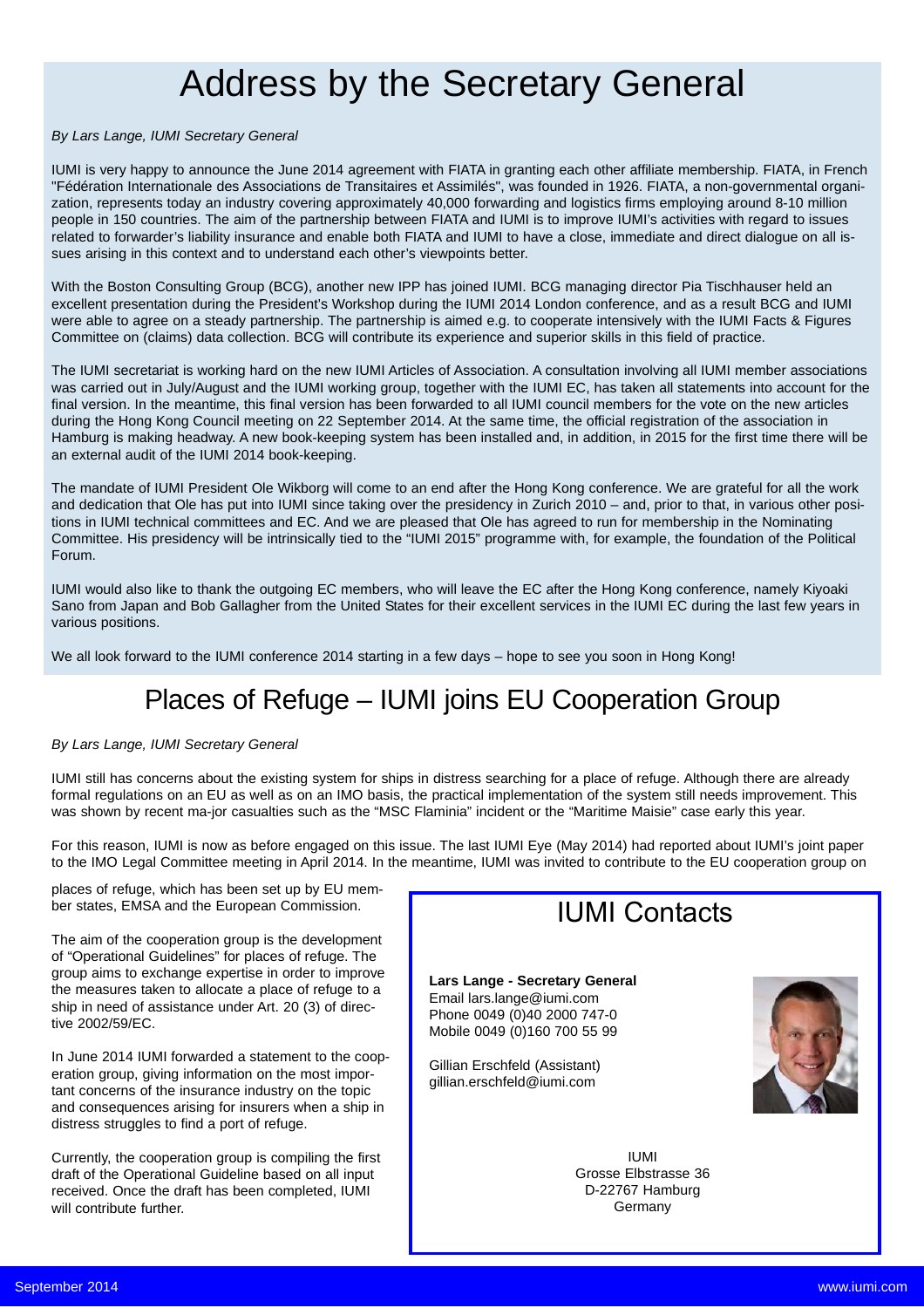# Address by the Secretary General

*By Lars Lange, IUMI Secretary General*

IUMI is very happy to announce the June 2014 agreement with FIATA in granting each other affiliate membership. FIATA, in French "Fédération Internationale des Associations de Transitaires et Assimilés", was founded in 1926. FIATA, a non-governmental organization, represents today an industry covering approximately 40,000 forwarding and logistics firms employing around 8-10 million people in 150 countries. The aim of the partnership between FIATA and IUMI is to improve IUMI's activities with regard to issues related to forwarder's liability insurance and enable both FIATA and IUMI to have a close, immediate and direct dialogue on all issues arising in this context and to understand each other's viewpoints better.

With the Boston Consulting Group (BCG), another new IPP has joined IUMI. BCG managing director Pia Tischhauser held an excellent presentation during the President's Workshop during the IUMI 2014 London conference, and as a result BCG and IUMI were able to agree on a steady partnership. The partnership is aimed e.g. to cooperate intensively with the IUMI Facts & Figures Committee on (claims) data collection. BCG will contribute its experience and superior skills in this field of practice.

The IUMI secretariat is working hard on the new IUMI Articles of Association. A consultation involving all IUMI member associations was carried out in July/August and the IUMI working group, together with the IUMI EC, has taken all statements into account for the final version. In the meantime, this final version has been forwarded to all IUMI council members for the vote on the new articles during the Hong Kong Council meeting on 22 September 2014. At the same time, the official registration of the association in Hamburg is making headway. A new book-keeping system has been installed and, in addition, in 2015 for the first time there will be an external audit of the IUMI 2014 book-keeping.

The mandate of IUMI President Ole Wikborg will come to an end after the Hong Kong conference. We are grateful for all the work and dedication that Ole has put into IUMI since taking over the presidency in Zurich 2010 – and, prior to that, in various other positions in IUMI technical committees and EC. And we are pleased that Ole has agreed to run for membership in the Nominating Committee. His presidency will be intrinsically tied to the "IUMI 2015" programme with, for example, the foundation of the Political Forum.

IUMI would also like to thank the outgoing EC members, who will leave the EC after the Hong Kong conference, namely Kiyoaki Sano from Japan and Bob Gallagher from the United States for their excellent services in the IUMI EC during the last few years in various positions.

We all look forward to the IUMI conference 2014 starting in a few days – hope to see you soon in Hong Kong!

# Places of Refuge – IUMI joins EU Cooperation Group

*By Lars Lange, IUMI Secretary General*

IUMI still has concerns about the existing system for ships in distress searching for a place of refuge. Although there are already formal regulations on an EU as well as on an IMO basis, the practical implementation of the system still needs improvement. This was shown by recent ma-jor casualties such as the "MSC Flaminia" incident or the "Maritime Maisie" case early this year.

For this reason, IUMI is now as before engaged on this issue. The last IUMI Eye (May 2014) had reported about IUMI's joint paper to the IMO Legal Committee meeting in April 2014. In the meantime, IUMI was invited to contribute to the EU cooperation group on places of refuge, which has been set up by EU member states, EMSA and the European Commission.

The aim of the cooperation group is the development of "Operational Guidelines" for places of refuge. The group aims to exchange expertise in order to improve the measures taken to allocate a place of refuge to a ship in need of assistance under Art. 20 (3) of directive 2002/59/EC.

In June 2014 IUMI forwarded a statement to the cooperation group, giving information on the most important concerns of the insurance industry on the topic and consequences arising for insurers when a ship in distress struggles to find a port of refuge.

Currently, the cooperation group is compiling the first draft of the Operational Guideline based on all input received. Once the draft has been completed, IUMI will contribute further.

## IUMI Contacts

**Lars Lange - Secretary General**
Email lars.lange@iumi.com
Phone 0049 (0)40 2000 747-0
Mobile 0049 (0)160 700 55 99

Gillian Erschfeld (Assistant)
gillian.erschfeld@iumi.com

IUMI
Grosse Elbstrasse 36
D-22767 Hamburg
Germany